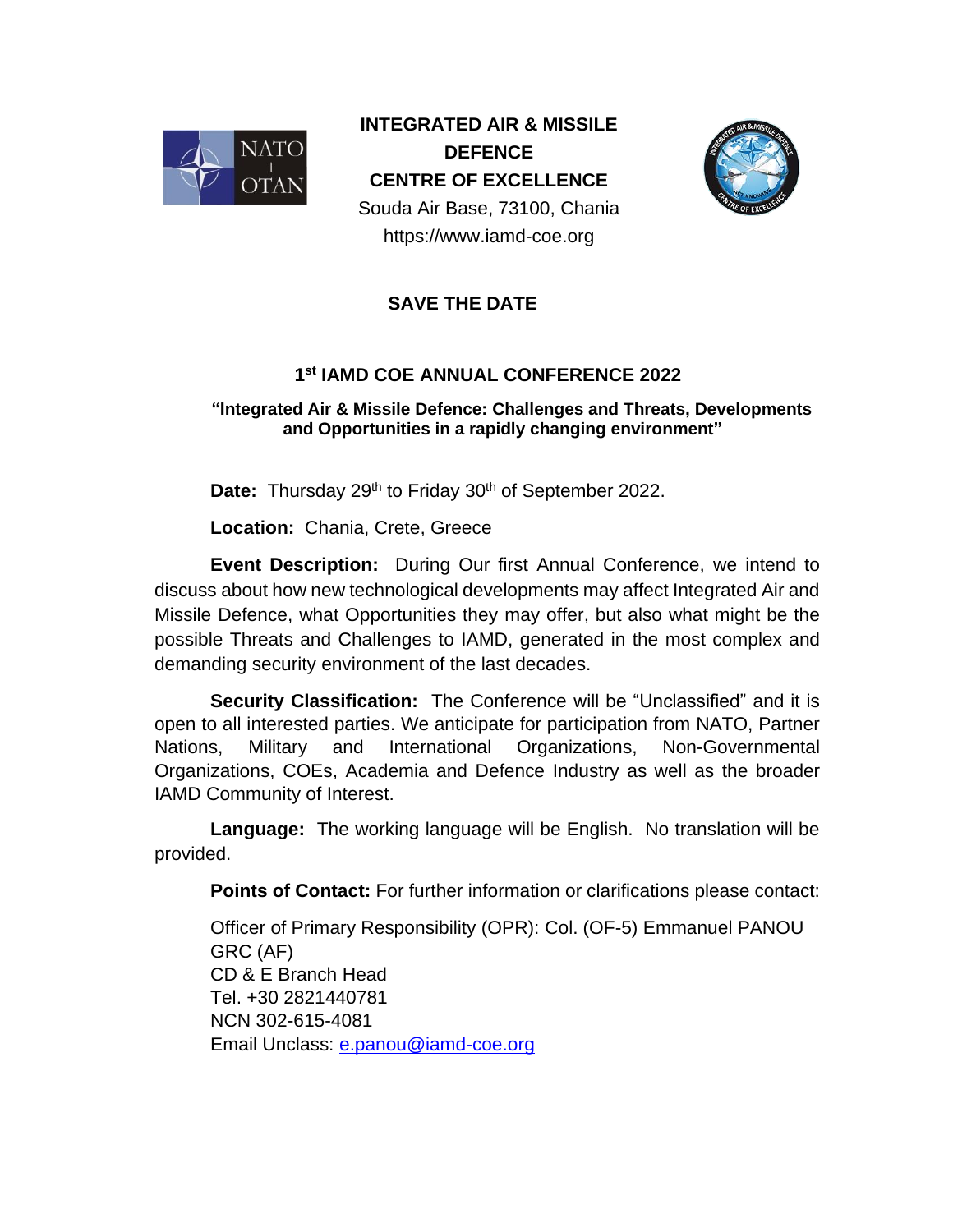**INTEGRATED AIR & MISSILE DEFENCE**
**CENTRE OF EXCELLENCE**
Souda Air Base, 73100, Chania
https://www.iamd-coe.org

## SAVE THE DATE

## 1st IAMD COE ANNUAL CONFERENCE 2022

**"Integrated Air & Missile Defence: Challenges and Threats, Developments and Opportunities in a rapidly changing environment"**

**Date:** Thursday 29th to Friday 30th of September 2022.

**Location:** Chania, Crete, Greece

**Event Description:** During Our first Annual Conference, we intend to discuss about how new technological developments may affect Integrated Air and Missile Defence, what Opportunities they may offer, but also what might be the possible Threats and Challenges to IAMD, generated in the most complex and demanding security environment of the last decades.

**Security Classification:** The Conference will be "Unclassified" and it is open to all interested parties. We anticipate for participation from NATO, Partner Nations, Military and International Organizations, Non-Governmental Organizations, COEs, Academia and Defence Industry as well as the broader IAMD Community of Interest.

**Language:** The working language will be English. No translation will be provided.

**Points of Contact:** For further information or clarifications please contact:

Officer of Primary Responsibility (OPR): Col. (OF-5) Emmanuel PANOU GRC (AF)
CD & E Branch Head
Tel. +30 2821440781
NCN 302-615-4081
Email Unclass: e.panou@iamd-coe.org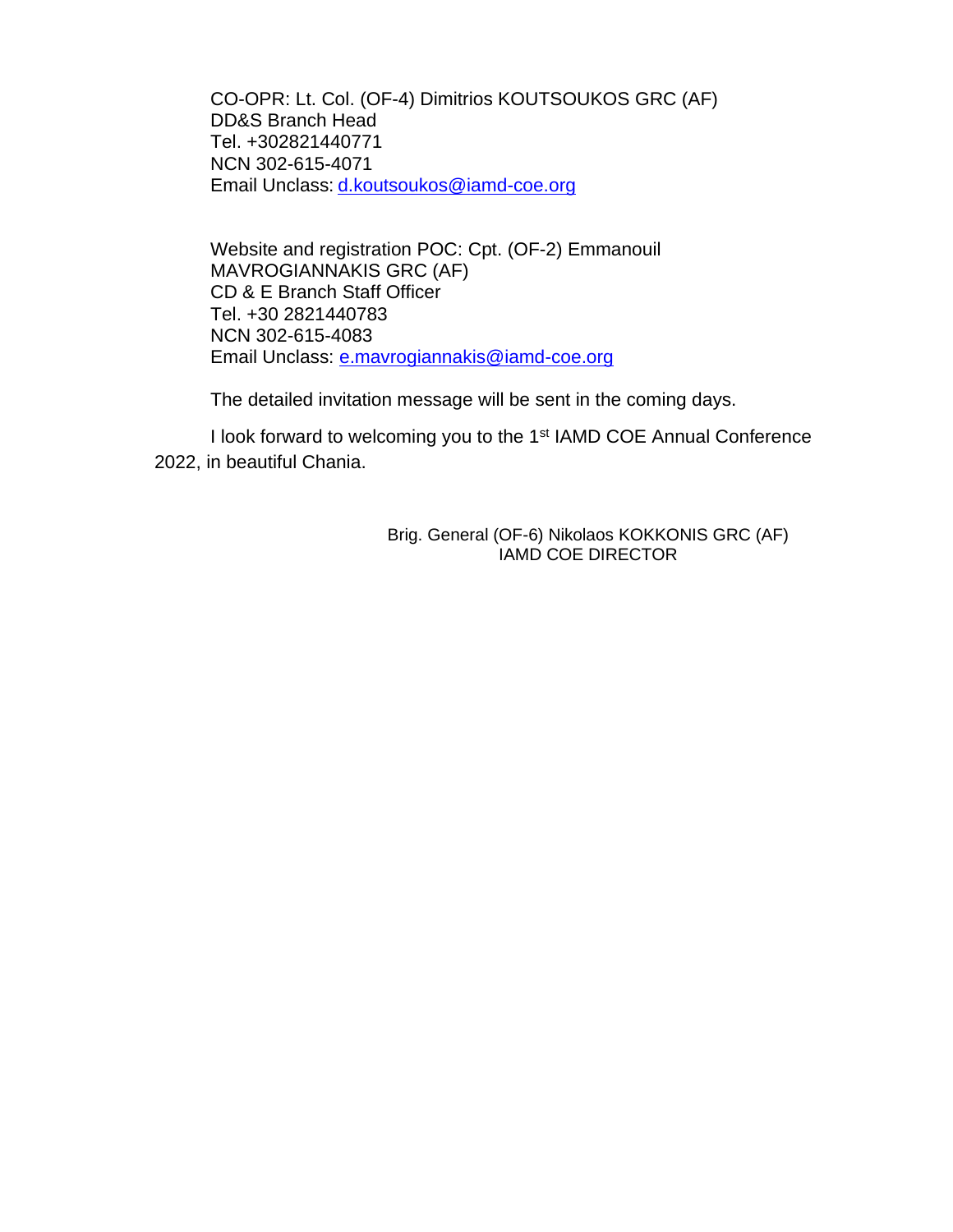CO-OPR: Lt. Col. (OF-4) Dimitrios KOUTSOUKOS GRC (AF)
DD&S Branch Head
Tel. +302821440771
NCN 302-615-4071
Email Unclass: d.koutsoukos@iamd-coe.org

Website and registration POC: Cpt. (OF-2) Emmanouil MAVROGIANNAKIS GRC (AF)
CD & E Branch Staff Officer
Tel. +30 2821440783
NCN 302-615-4083
Email Unclass: e.mavrogiannakis@iamd-coe.org

The detailed invitation message will be sent in the coming days.

I look forward to welcoming you to the 1st IAMD COE Annual Conference 2022, in beautiful Chania.

Brig. General (OF-6) Nikolaos KOKKONIS GRC (AF)
IAMD COE DIRECTOR